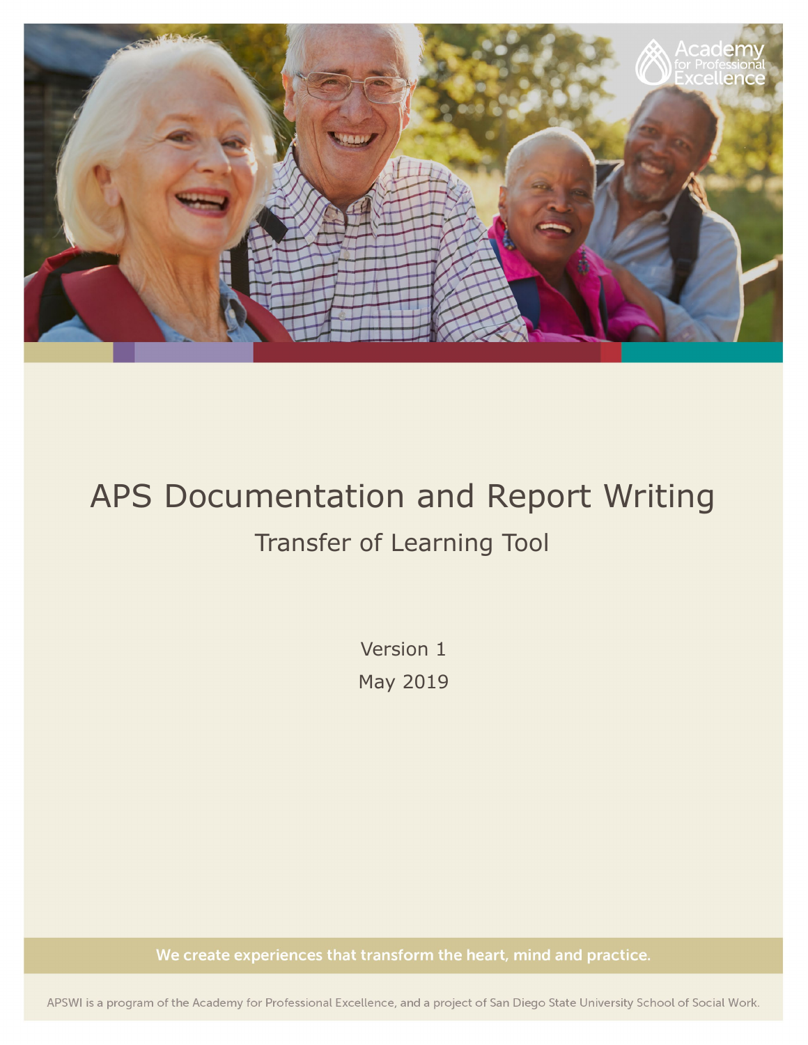Academy for Professional Excellence

# APS Documentation and Report Writing

## Transfer of Learning Tool

Version 1

May 2019

We create experiences that transform the heart, mind and practice.

APSWI is a program of the Academy for Professional Excellence, and a project of San Diego State University School of Social Work.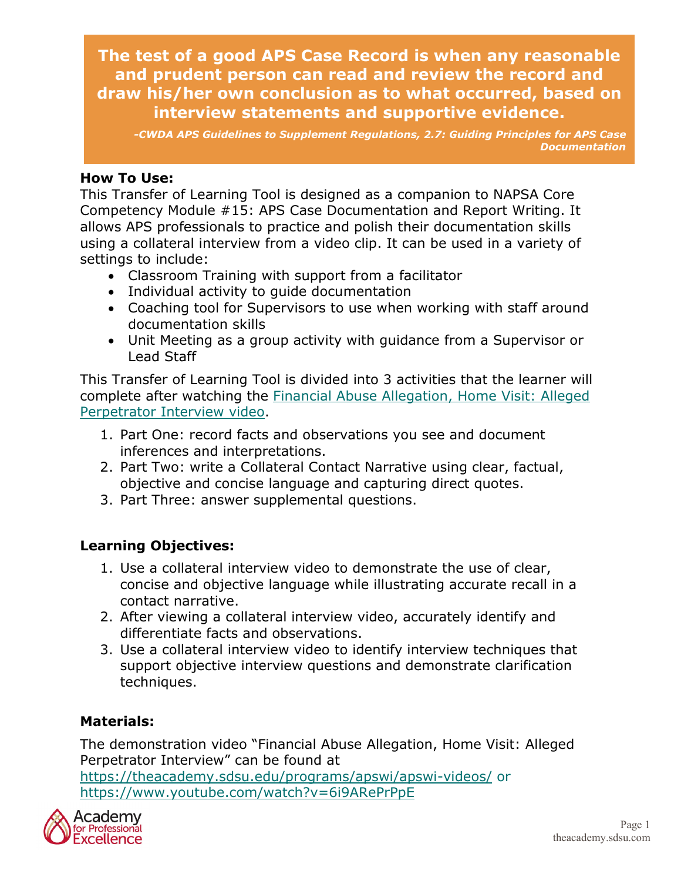**The test of a good APS Case Record is when any reasonable and prudent person can read and review the record and draw his/her own conclusion as to what occurred, based on interview statements and supportive evidence.**

*-CWDA APS Guidelines to Supplement Regulations, 2.7: Guiding Principles for APS Case Documentation*

**How To Use:**

This Transfer of Learning Tool is designed as a companion to NAPSA Core Competency Module #15: APS Case Documentation and Report Writing. It allows APS professionals to practice and polish their documentation skills using a collateral interview from a video clip. It can be used in a variety of settings to include:

- Classroom Training with support from a facilitator
- Individual activity to guide documentation
- Coaching tool for Supervisors to use when working with staff around documentation skills
- Unit Meeting as a group activity with guidance from a Supervisor or Lead Staff

This Transfer of Learning Tool is divided into 3 activities that the learner will complete after watching the [Financial Abuse Allegation, Home Visit: Alleged Perpetrator Interview video](https://www.youtube.com/watch?v=6i9ARePrPpE).

1. Part One: record facts and observations you see and document inferences and interpretations.
2. Part Two: write a Collateral Contact Narrative using clear, factual, objective and concise language and capturing direct quotes.
3. Part Three: answer supplemental questions.

**Learning Objectives:**

1. Use a collateral interview video to demonstrate the use of clear, concise and objective language while illustrating accurate recall in a contact narrative.
2. After viewing a collateral interview video, accurately identify and differentiate facts and observations.
3. Use a collateral interview video to identify interview techniques that support objective interview questions and demonstrate clarification techniques.

**Materials:**

The demonstration video "Financial Abuse Allegation, Home Visit: Alleged Perpetrator Interview" can be found at https://theacademy.sdsu.edu/programs/apswi/apswi-videos/ or https://www.youtube.com/watch?v=6i9ARePrPpE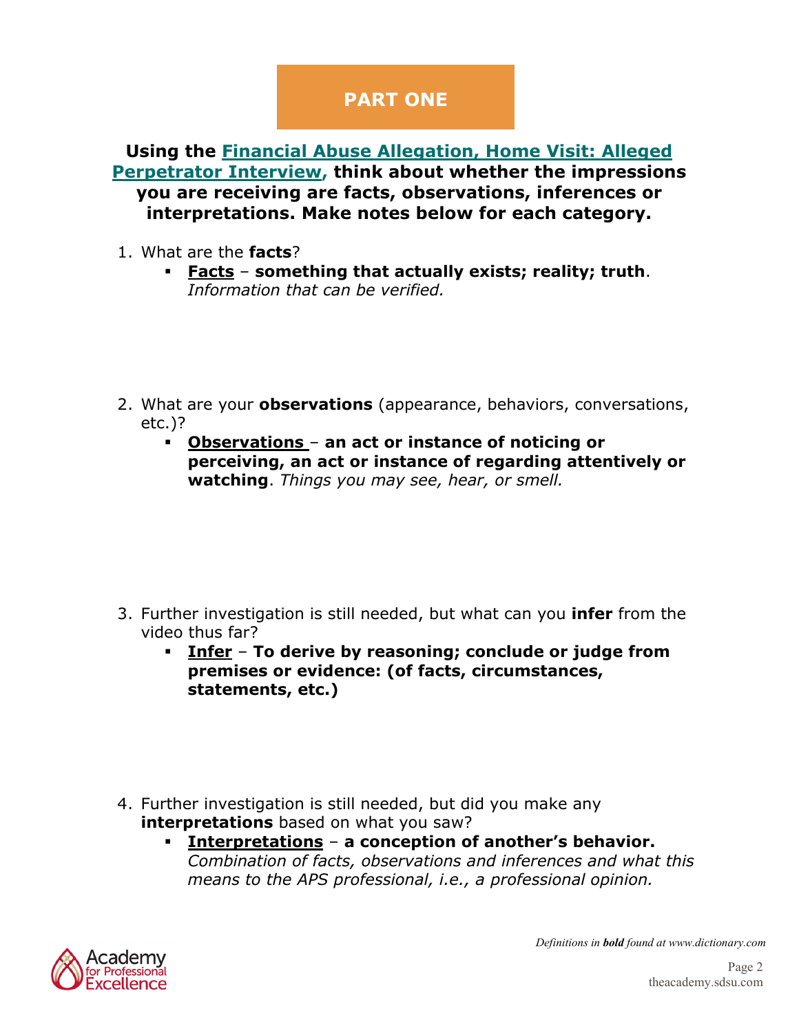## PART ONE

**Using the Financial Abuse Allegation, Home Visit: Alleged Perpetrator Interview, think about whether the impressions you are receiving are facts, observations, inferences or interpretations. Make notes below for each category.**

1. What are the **facts**?
   - **Facts** – **something that actually exists; reality; truth**. *Information that can be verified.*

2. What are your **observations** (appearance, behaviors, conversations, etc.)?
   - **Observations** – **an act or instance of noticing or perceiving, an act or instance of regarding attentively or watching**. *Things you may see, hear, or smell.*

3. Further investigation is still needed, but what can you **infer** from the video thus far?
   - **Infer** – **To derive by reasoning; conclude or judge from premises or evidence: (of facts, circumstances, statements, etc.)**

4. Further investigation is still needed, but did you make any **interpretations** based on what you saw?
   - **Interpretations** – **a conception of another's behavior.** *Combination of facts, observations and inferences and what this means to the APS professional, i.e., a professional opinion.*

*Definitions in **bold** found at www.dictionary.com*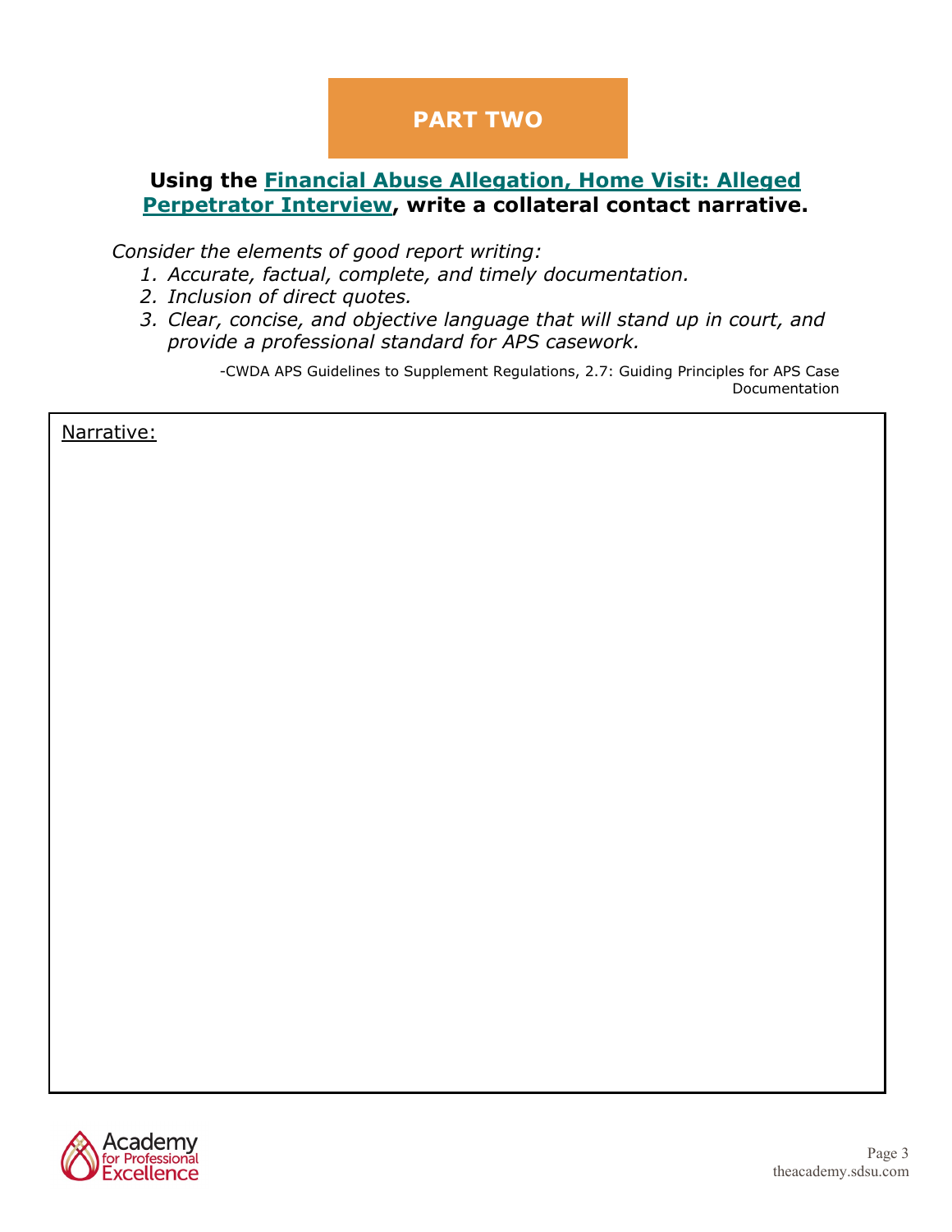## PART TWO

**Using the [Financial Abuse Allegation, Home Visit: Alleged Perpetrator Interview](#), write a collateral contact narrative.**

*Consider the elements of good report writing:*

1. *Accurate, factual, complete, and timely documentation.*
2. *Inclusion of direct quotes.*
3. *Clear, concise, and objective language that will stand up in court, and provide a professional standard for APS casework.*

-CWDA APS Guidelines to Supplement Regulations, 2.7: Guiding Principles for APS Case Documentation

Narrative: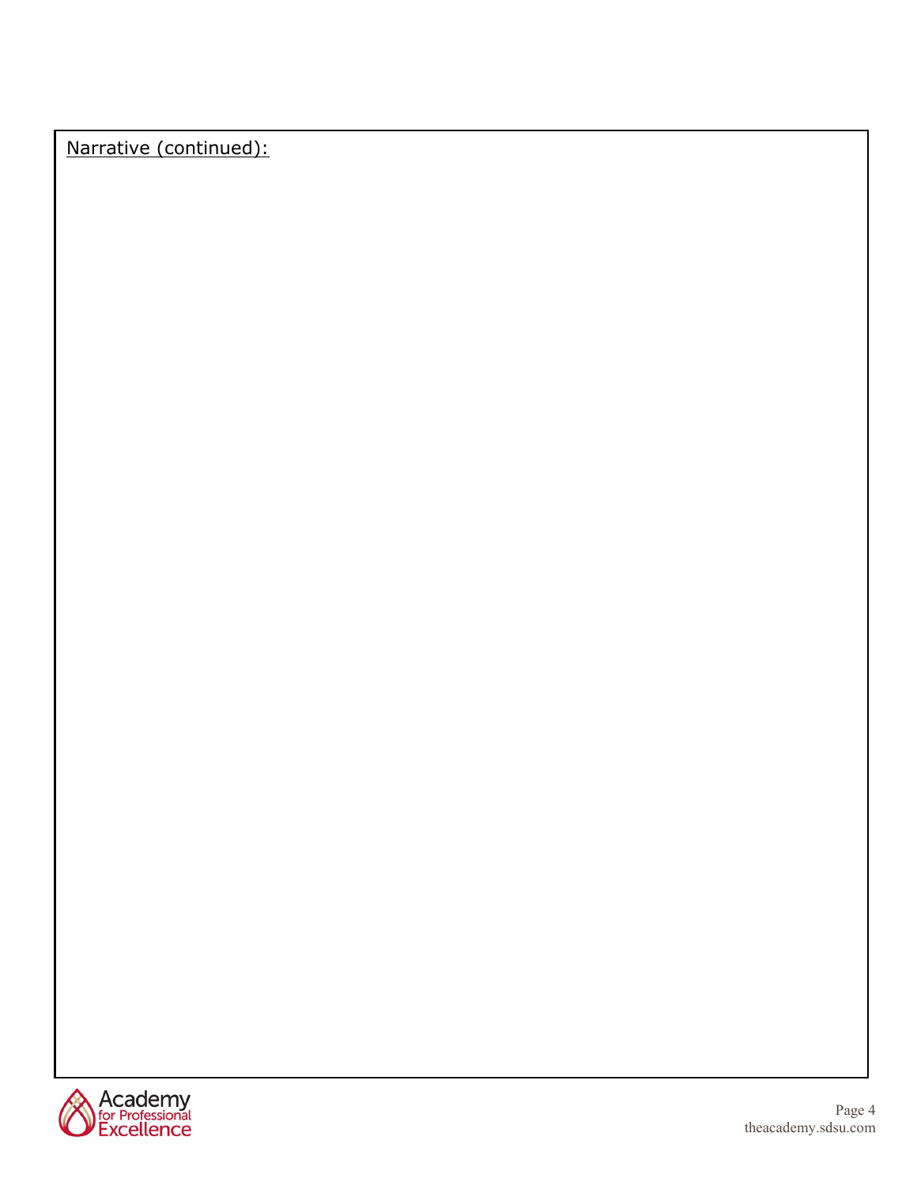Narrative (continued):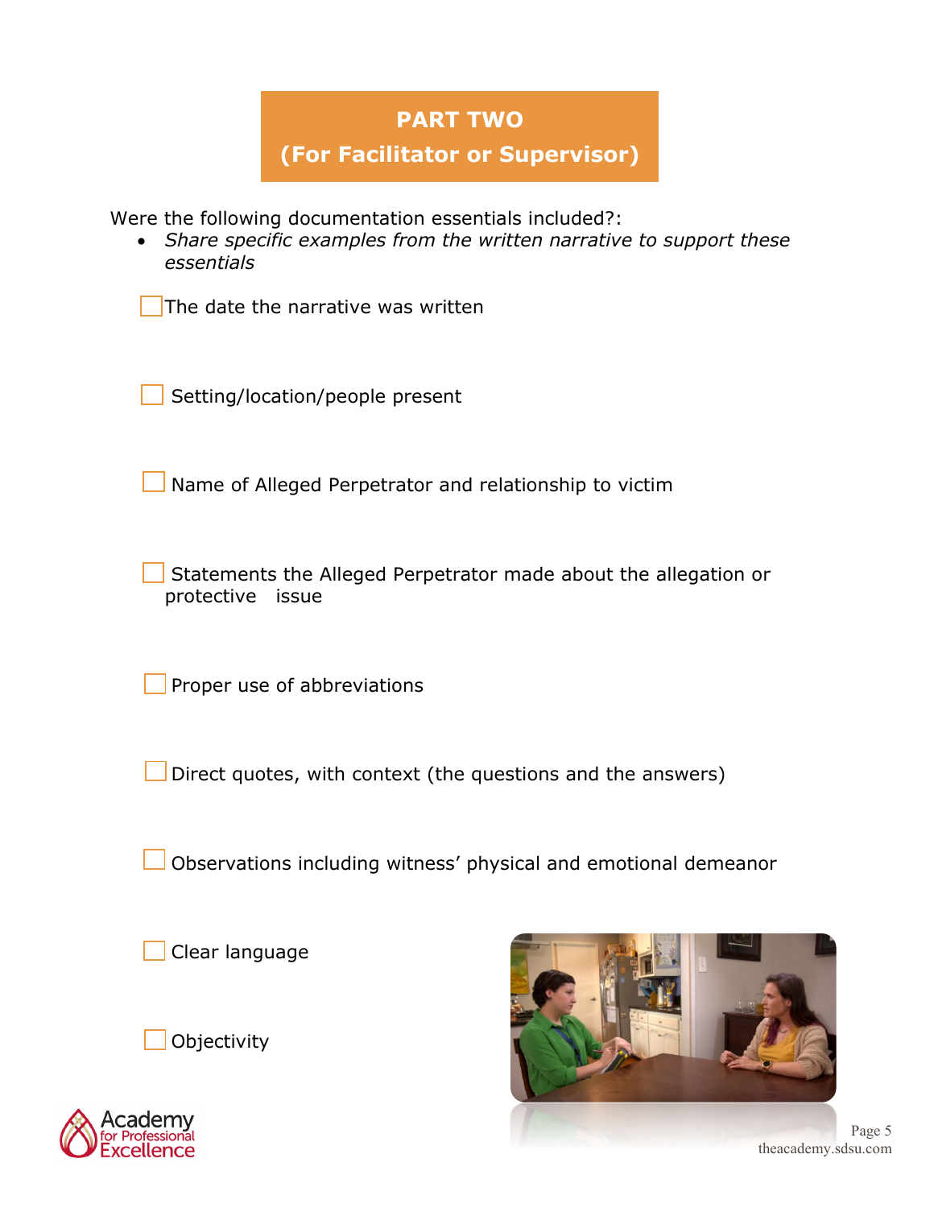## PART TWO

## (For Facilitator or Supervisor)

Were the following documentation essentials included?:

- *Share specific examples from the written narrative to support these essentials*

- [ ] The date the narrative was written

- [ ] Setting/location/people present

- [ ] Name of Alleged Perpetrator and relationship to victim

- [ ] Statements the Alleged Perpetrator made about the allegation or protective issue

- [ ] Proper use of abbreviations

- [ ] Direct quotes, with context (the questions and the answers)

- [ ] Observations including witness' physical and emotional demeanor

- [ ] Clear language

- [ ] Objectivity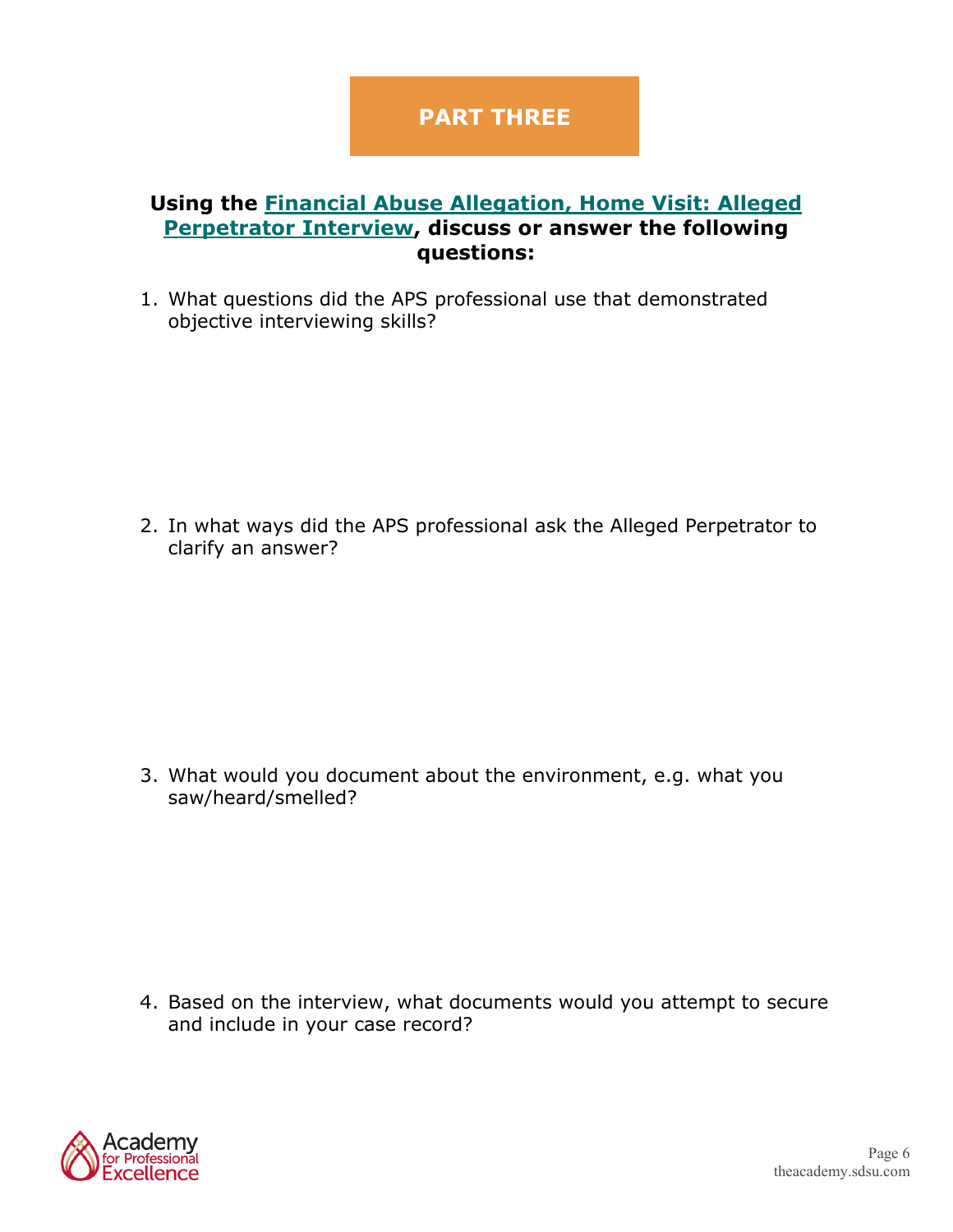## PART THREE

**Using the Financial Abuse Allegation, Home Visit: Alleged Perpetrator Interview, discuss or answer the following questions:**

1. What questions did the APS professional use that demonstrated objective interviewing skills?

2. In what ways did the APS professional ask the Alleged Perpetrator to clarify an answer?

3. What would you document about the environment, e.g. what you saw/heard/smelled?

4. Based on the interview, what documents would you attempt to secure and include in your case record?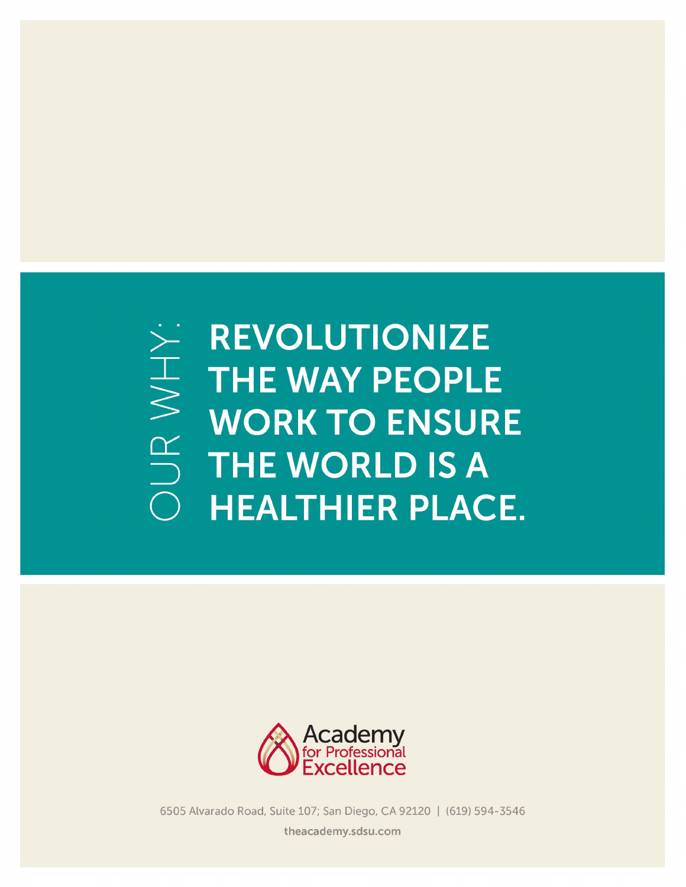OUR WHY:

# REVOLUTIONIZE THE WAY PEOPLE WORK TO ENSURE THE WORLD IS A HEALTHIER PLACE.

Academy for Professional Excellence

6505 Alvarado Road, Suite 107; San Diego, CA 92120 | (619) 594-3546

theacademy.sdsu.com